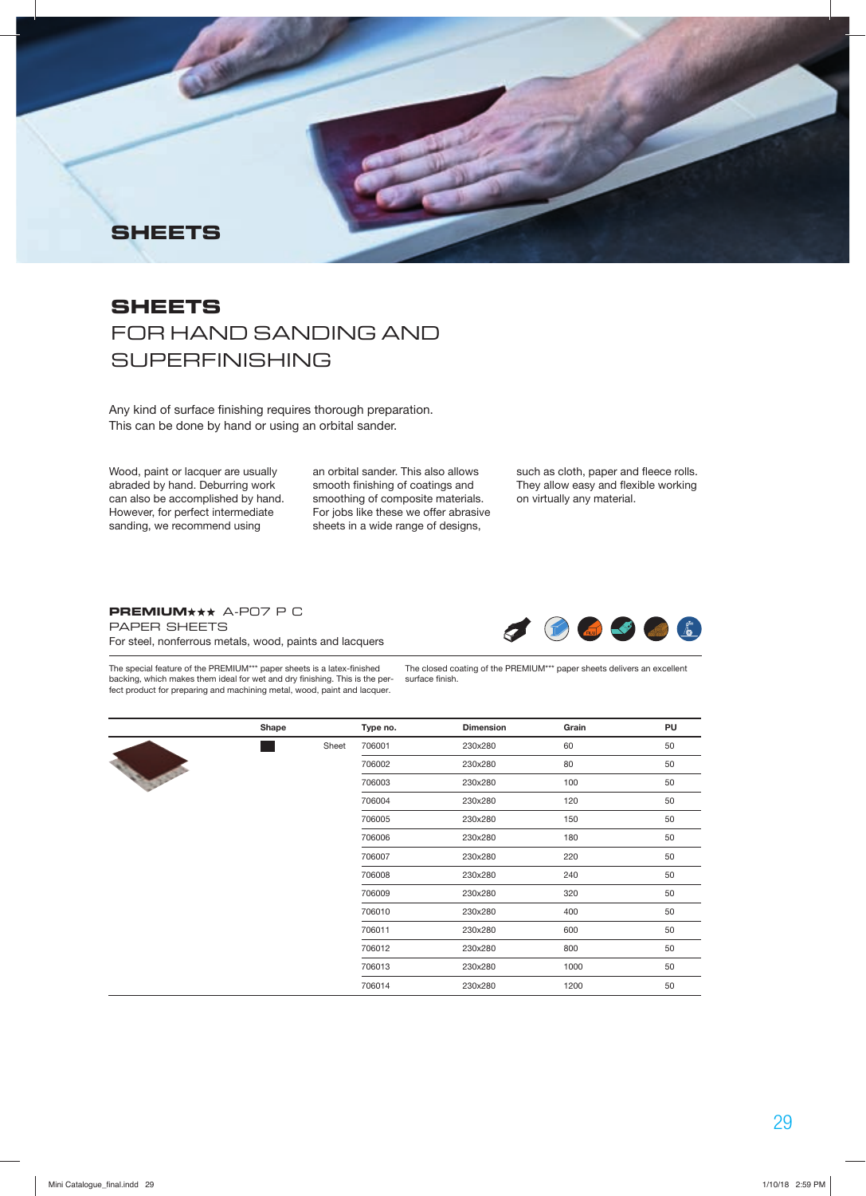# SHEETS

## SHEETS
## FOR HAND SANDING AND SUPERFINISHING

Any kind of surface finishing requires thorough preparation. This can be done by hand or using an orbital sander.

Wood, paint or lacquer are usually abraded by hand. Deburring work can also be accomplished by hand. However, for perfect intermediate sanding, we recommend using an orbital sander. This also allows smooth finishing of coatings and smoothing of composite materials. For jobs like these we offer abrasive sheets in a wide range of designs, such as cloth, paper and fleece rolls. They allow easy and flexible working on virtually any material.

### PREMIUM★★★ A-P07 P C
PAPER SHEETS
For steel, nonferrous metals, wood, paints and lacquers

The special feature of the PREMIUM*** paper sheets is a latex-finished backing, which makes them ideal for wet and dry finishing. This is the perfect product for preparing and machining metal, wood, paint and lacquer.

The closed coating of the PREMIUM*** paper sheets delivers an excellent surface finish.

| Shape | | Type no. | Dimension | Grain | PU |
|---|---|---|---|---|---|
| ■ | Sheet | 706001 | 230x280 | 60 | 50 |
| | | 706002 | 230x280 | 80 | 50 |
| | | 706003 | 230x280 | 100 | 50 |
| | | 706004 | 230x280 | 120 | 50 |
| | | 706005 | 230x280 | 150 | 50 |
| | | 706006 | 230x280 | 180 | 50 |
| | | 706007 | 230x280 | 220 | 50 |
| | | 706008 | 230x280 | 240 | 50 |
| | | 706009 | 230x280 | 320 | 50 |
| | | 706010 | 230x280 | 400 | 50 |
| | | 706011 | 230x280 | 600 | 50 |
| | | 706012 | 230x280 | 800 | 50 |
| | | 706013 | 230x280 | 1000 | 50 |
| | | 706014 | 230x280 | 1200 | 50 |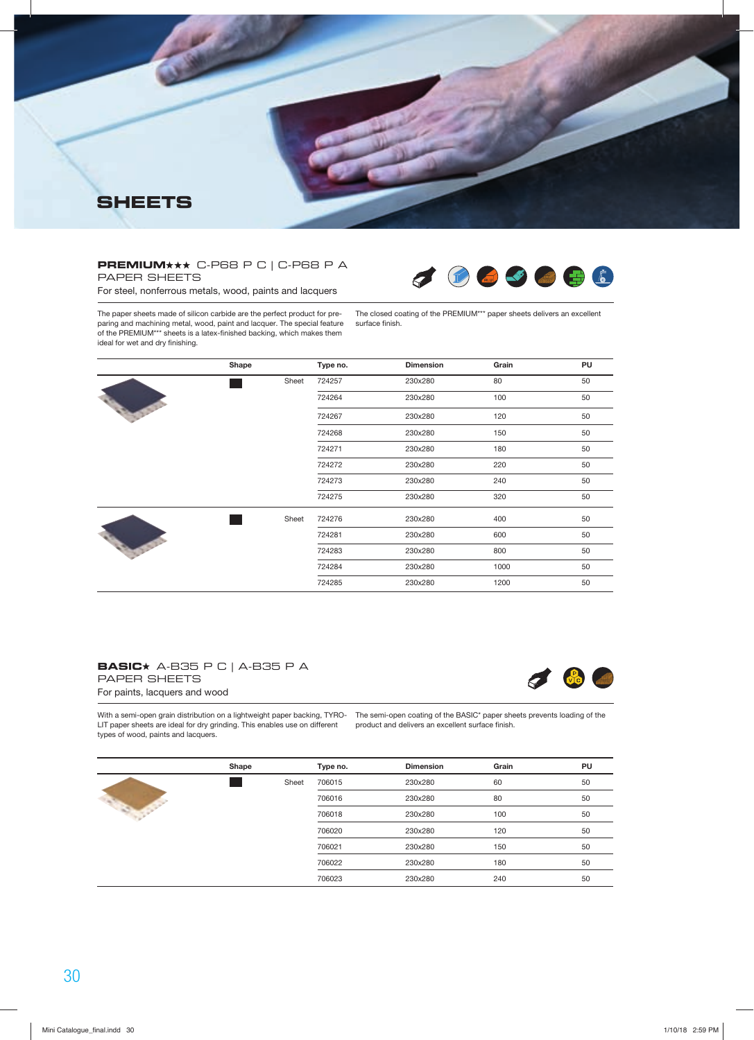# SHEETS

## **PREMIUM★★★** C-P68 P C | C-P68 P A

PAPER SHEETS

For steel, nonferrous metals, wood, paints and lacquers

The paper sheets made of silicon carbide are the perfect product for preparing and machining metal, wood, paint and lacquer. The special feature of the PREMIUM*** sheets is a latex-finished backing, which makes them ideal for wet and dry finishing.

The closed coating of the PREMIUM*** paper sheets delivers an excellent surface finish.

| | Shape | | Type no. | Dimension | Grain | PU |
|---|---|---|---|---|---|---|
| | | Sheet | 724257 | 230x280 | 80 | 50 |
| | | | 724264 | 230x280 | 100 | 50 |
| | | | 724267 | 230x280 | 120 | 50 |
| | | | 724268 | 230x280 | 150 | 50 |
| | | | 724271 | 230x280 | 180 | 50 |
| | | | 724272 | 230x280 | 220 | 50 |
| | | | 724273 | 230x280 | 240 | 50 |
| | | | 724275 | 230x280 | 320 | 50 |
| | | Sheet | 724276 | 230x280 | 400 | 50 |
| | | | 724281 | 230x280 | 600 | 50 |
| | | | 724283 | 230x280 | 800 | 50 |
| | | | 724284 | 230x280 | 1000 | 50 |
| | | | 724285 | 230x280 | 1200 | 50 |

## **BASIC★** A-B35 P C | A-B35 P A

PAPER SHEETS

For paints, lacquers and wood

With a semi-open grain distribution on a lightweight paper backing, TYROLIT paper sheets are ideal for dry grinding. This enables use on different types of wood, paints and lacquers.

The semi-open coating of the BASIC* paper sheets prevents loading of the product and delivers an excellent surface finish.

| | Shape | | Type no. | Dimension | Grain | PU |
|---|---|---|---|---|---|---|
| | | Sheet | 706015 | 230x280 | 60 | 50 |
| | | | 706016 | 230x280 | 80 | 50 |
| | | | 706018 | 230x280 | 100 | 50 |
| | | | 706020 | 230x280 | 120 | 50 |
| | | | 706021 | 230x280 | 150 | 50 |
| | | | 706022 | 230x280 | 180 | 50 |
| | | | 706023 | 230x280 | 240 | 50 |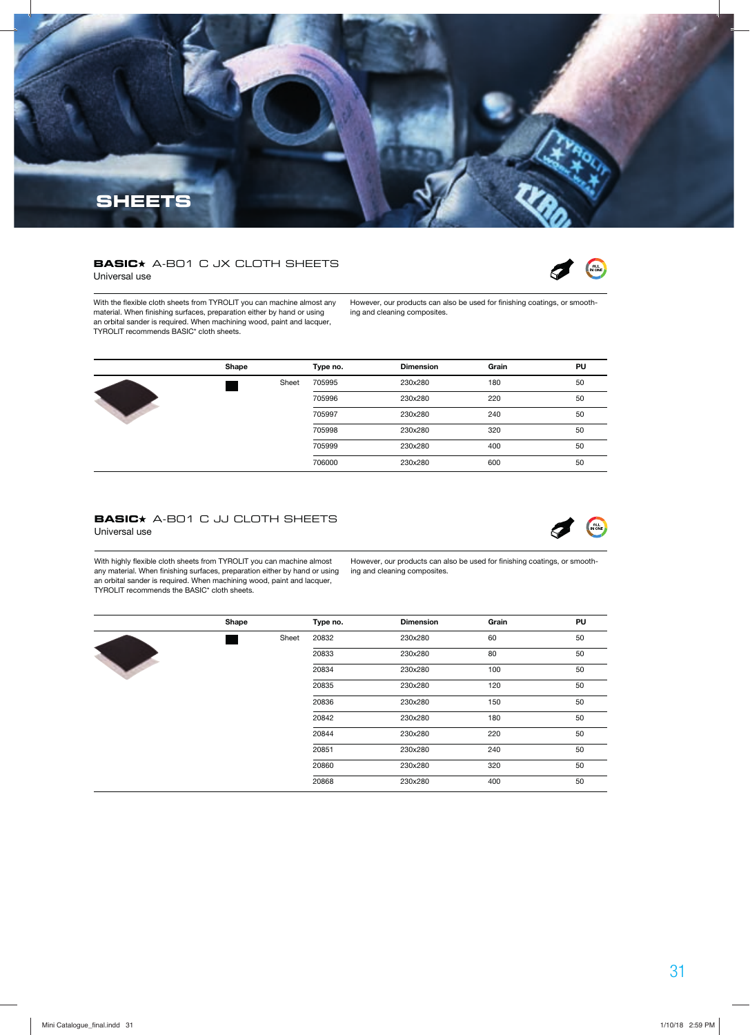# SHEETS

## BASIC★ A-B01 C JX CLOTH SHEETS

Universal use

With the flexible cloth sheets from TYROLIT you can machine almost any material. When finishing surfaces, preparation either by hand or using an orbital sander is required. When machining wood, paint and lacquer, TYROLIT recommends BASIC* cloth sheets.

However, our products can also be used for finishing coatings, or smoothing and cleaning composites.

| Shape | | Type no. | Dimension | Grain | PU |
|---|---|---|---|---|---|
| | Sheet | 705995 | 230x280 | 180 | 50 |
| | | 705996 | 230x280 | 220 | 50 |
| | | 705997 | 230x280 | 240 | 50 |
| | | 705998 | 230x280 | 320 | 50 |
| | | 705999 | 230x280 | 400 | 50 |
| | | 706000 | 230x280 | 600 | 50 |

## BASIC★ A-B01 C JJ CLOTH SHEETS

Universal use

With highly flexible cloth sheets from TYROLIT you can machine almost any material. When finishing surfaces, preparation either by hand or using an orbital sander is required. When machining wood, paint and lacquer, TYROLIT recommends the BASIC* cloth sheets.

However, our products can also be used for finishing coatings, or smoothing and cleaning composites.

| Shape | | Type no. | Dimension | Grain | PU |
|---|---|---|---|---|---|
| | Sheet | 20832 | 230x280 | 60 | 50 |
| | | 20833 | 230x280 | 80 | 50 |
| | | 20834 | 230x280 | 100 | 50 |
| | | 20835 | 230x280 | 120 | 50 |
| | | 20836 | 230x280 | 150 | 50 |
| | | 20842 | 230x280 | 180 | 50 |
| | | 20844 | 230x280 | 220 | 50 |
| | | 20851 | 230x280 | 240 | 50 |
| | | 20860 | 230x280 | 320 | 50 |
| | | 20868 | 230x280 | 400 | 50 |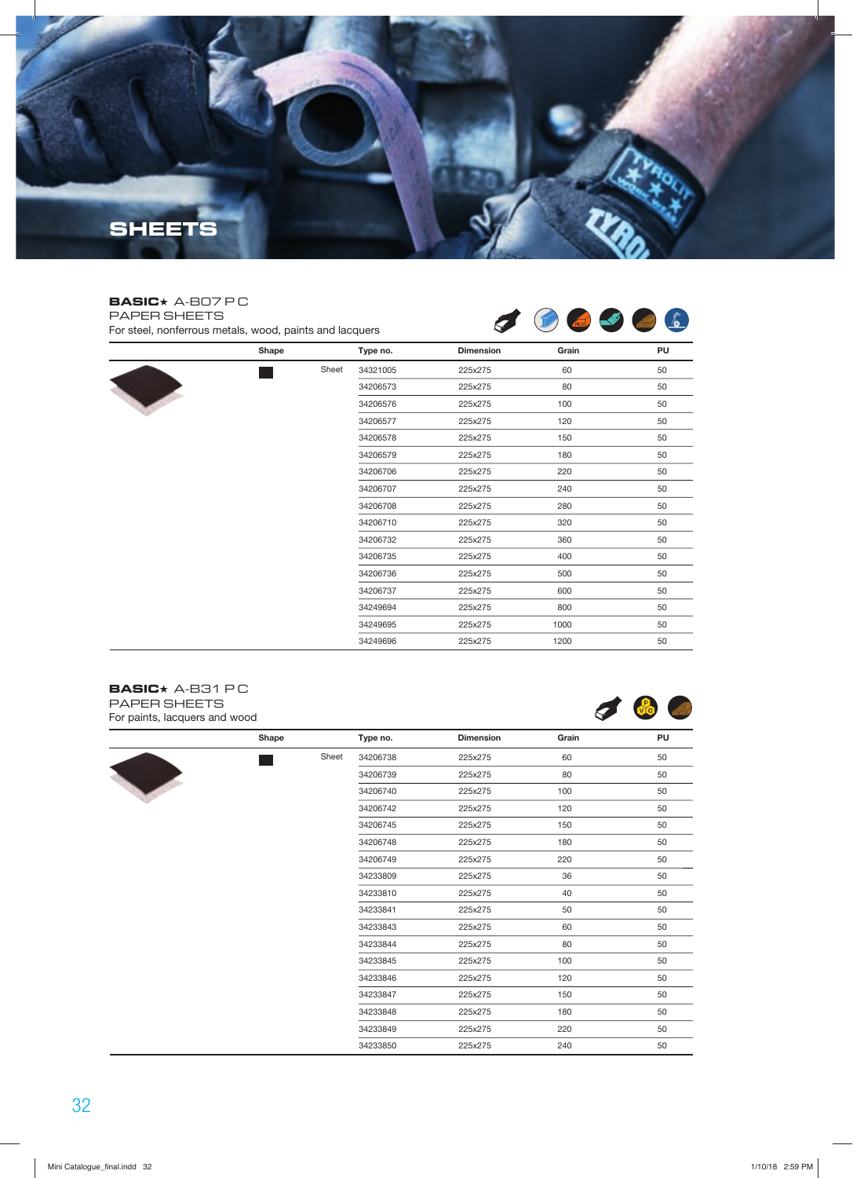# SHEETS

## BASIC★ A-B07 P C

PAPER SHEETS

For steel, nonferrous metals, wood, paints and lacquers

| Shape | | Type no. | Dimension | Grain | PU |
|---|---|---|---|---|---|
| ■ | Sheet | 34321005 | 225x275 | 60 | 50 |
| | | 34206573 | 225x275 | 80 | 50 |
| | | 34206576 | 225x275 | 100 | 50 |
| | | 34206577 | 225x275 | 120 | 50 |
| | | 34206578 | 225x275 | 150 | 50 |
| | | 34206579 | 225x275 | 180 | 50 |
| | | 34206706 | 225x275 | 220 | 50 |
| | | 34206707 | 225x275 | 240 | 50 |
| | | 34206708 | 225x275 | 280 | 50 |
| | | 34206710 | 225x275 | 320 | 50 |
| | | 34206732 | 225x275 | 360 | 50 |
| | | 34206735 | 225x275 | 400 | 50 |
| | | 34206736 | 225x275 | 500 | 50 |
| | | 34206737 | 225x275 | 600 | 50 |
| | | 34249694 | 225x275 | 800 | 50 |
| | | 34249695 | 225x275 | 1000 | 50 |
| | | 34249696 | 225x275 | 1200 | 50 |

## BASIC★ A-B31 P C

PAPER SHEETS

For paints, lacquers and wood

| Shape | | Type no. | Dimension | Grain | PU |
|---|---|---|---|---|---|
| ■ | Sheet | 34206738 | 225x275 | 60 | 50 |
| | | 34206739 | 225x275 | 80 | 50 |
| | | 34206740 | 225x275 | 100 | 50 |
| | | 34206742 | 225x275 | 120 | 50 |
| | | 34206745 | 225x275 | 150 | 50 |
| | | 34206748 | 225x275 | 180 | 50 |
| | | 34206749 | 225x275 | 220 | 50 |
| | | 34233809 | 225x275 | 36 | 50 |
| | | 34233810 | 225x275 | 40 | 50 |
| | | 34233841 | 225x275 | 50 | 50 |
| | | 34233843 | 225x275 | 60 | 50 |
| | | 34233844 | 225x275 | 80 | 50 |
| | | 34233845 | 225x275 | 100 | 50 |
| | | 34233846 | 225x275 | 120 | 50 |
| | | 34233847 | 225x275 | 150 | 50 |
| | | 34233848 | 225x275 | 180 | 50 |
| | | 34233849 | 225x275 | 220 | 50 |
| | | 34233850 | 225x275 | 240 | 50 |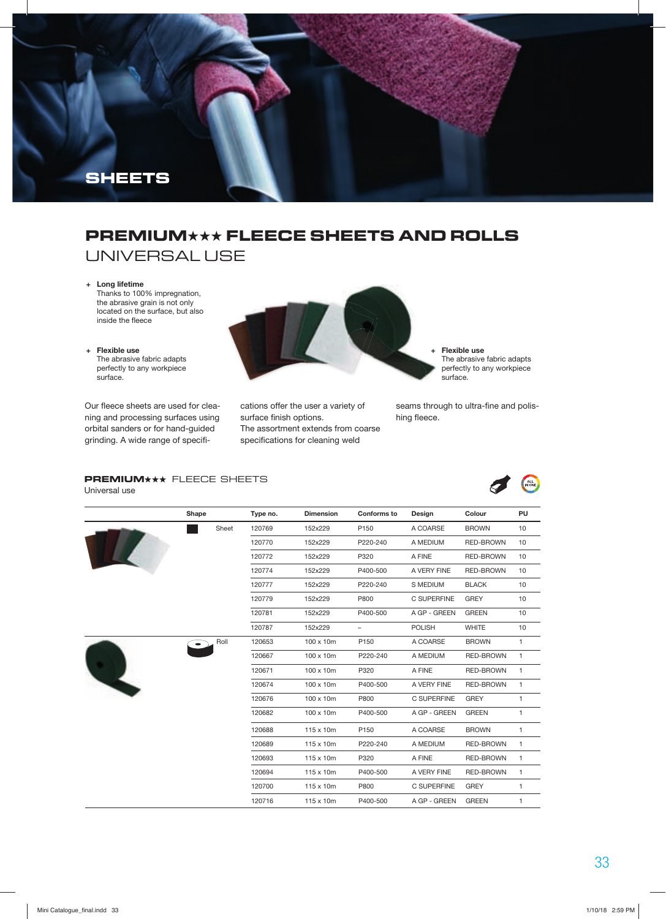# SHEETS

## PREMIUM★★★ FLEECE SHEETS AND ROLLS

UNIVERSAL USE

- **Long lifetime**
  Thanks to 100% impregnation, the abrasive grain is not only located on the surface, but also inside the fleece
- **Flexible use**
  The abrasive fabric adapts perfectly to any workpiece surface.
- **Flexible use**
  The abrasive fabric adapts perfectly to any workpiece surface.

Our fleece sheets are used for cleaning and processing surfaces using orbital sanders or for hand-guided grinding. A wide range of specifications offer the user a variety of surface finish options. The assortment extends from coarse specifications for cleaning weld seams through to ultra-fine and polishing fleece.

### PREMIUM★★★ FLEECE SHEETS

Universal use

| Shape | Type no. | Dimension | Conforms to | Design | Colour | PU |
|---|---|---|---|---|---|---|
| Sheet | 120769 | 152x229 | P150 | A COARSE | BROWN | 10 |
| | 120770 | 152x229 | P220-240 | A MEDIUM | RED-BROWN | 10 |
| | 120772 | 152x229 | P320 | A FINE | RED-BROWN | 10 |
| | 120774 | 152x229 | P400-500 | A VERY FINE | RED-BROWN | 10 |
| | 120777 | 152x229 | P220-240 | S MEDIUM | BLACK | 10 |
| | 120779 | 152x229 | P800 | C SUPERFINE | GREY | 10 |
| | 120781 | 152x229 | P400-500 | A GP - GREEN | GREEN | 10 |
| | 120787 | 152x229 | – | POLISH | WHITE | 10 |
| Roll | 120653 | 100 x 10m | P150 | A COARSE | BROWN | 1 |
| | 120667 | 100 x 10m | P220-240 | A MEDIUM | RED-BROWN | 1 |
| | 120671 | 100 x 10m | P320 | A FINE | RED-BROWN | 1 |
| | 120674 | 100 x 10m | P400-500 | A VERY FINE | RED-BROWN | 1 |
| | 120676 | 100 x 10m | P800 | C SUPERFINE | GREY | 1 |
| | 120682 | 100 x 10m | P400-500 | A GP - GREEN | GREEN | 1 |
| | 120688 | 115 x 10m | P150 | A COARSE | BROWN | 1 |
| | 120689 | 115 x 10m | P220-240 | A MEDIUM | RED-BROWN | 1 |
| | 120693 | 115 x 10m | P320 | A FINE | RED-BROWN | 1 |
| | 120694 | 115 x 10m | P400-500 | A VERY FINE | RED-BROWN | 1 |
| | 120700 | 115 x 10m | P800 | C SUPERFINE | GREY | 1 |
| | 120716 | 115 x 10m | P400-500 | A GP - GREEN | GREEN | 1 |